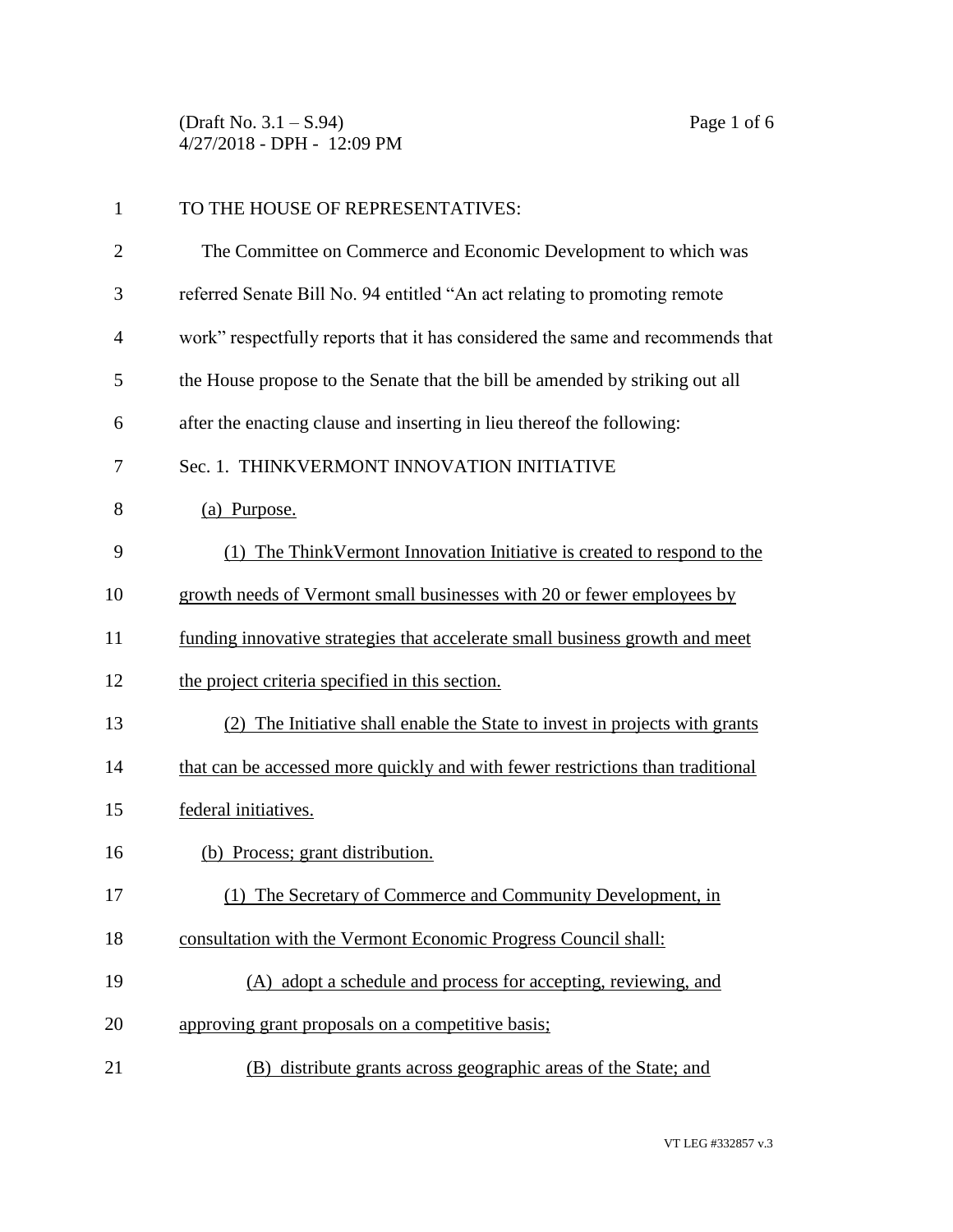TO THE HOUSE OF REPRESENTATIVES:

The Committee on Commerce and Economic Development to which was referred Senate Bill No. 94 entitled "An act relating to promoting remote work" respectfully reports that it has considered the same and recommends that the House propose to the Senate that the bill be amended by striking out all after the enacting clause and inserting in lieu thereof the following:

Sec. 1. THINKVERMONT INNOVATION INITIATIVE

(a) Purpose.

(1) The ThinkVermont Innovation Initiative is created to respond to the growth needs of Vermont small businesses with 20 or fewer employees by funding innovative strategies that accelerate small business growth and meet the project criteria specified in this section.

(2) The Initiative shall enable the State to invest in projects with grants that can be accessed more quickly and with fewer restrictions than traditional federal initiatives.

(b) Process; grant distribution.

(1) The Secretary of Commerce and Community Development, in consultation with the Vermont Economic Progress Council shall:

(A) adopt a schedule and process for accepting, reviewing, and approving grant proposals on a competitive basis;

(B) distribute grants across geographic areas of the State; and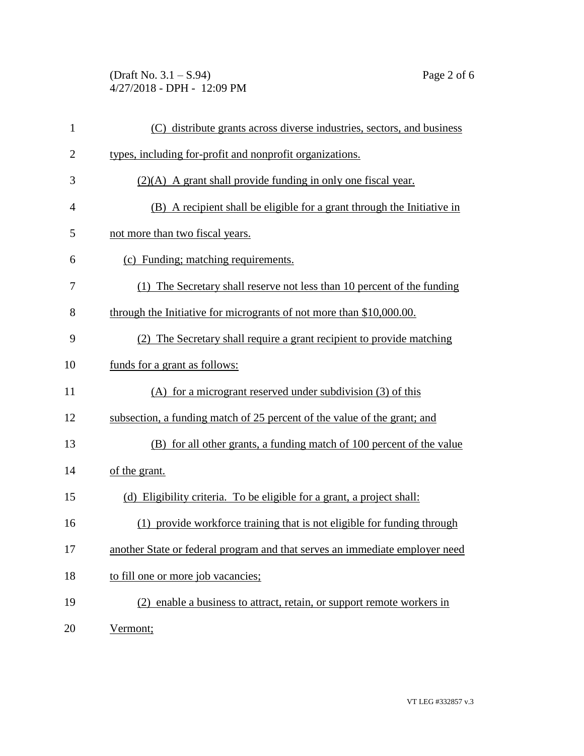(C) distribute grants across diverse industries, sectors, and business types, including for-profit and nonprofit organizations.

(2)(A) A grant shall provide funding in only one fiscal year.

(B) A recipient shall be eligible for a grant through the Initiative in not more than two fiscal years.

(c) Funding; matching requirements.

(1) The Secretary shall reserve not less than 10 percent of the funding through the Initiative for microgrants of not more than $10,000.00.

(2) The Secretary shall require a grant recipient to provide matching funds for a grant as follows:

(A) for a microgrant reserved under subdivision (3) of this subsection, a funding match of 25 percent of the value of the grant; and

(B) for all other grants, a funding match of 100 percent of the value of the grant.

(d) Eligibility criteria. To be eligible for a grant, a project shall:

(1) provide workforce training that is not eligible for funding through another State or federal program and that serves an immediate employer need to fill one or more job vacancies;

(2) enable a business to attract, retain, or support remote workers in Vermont;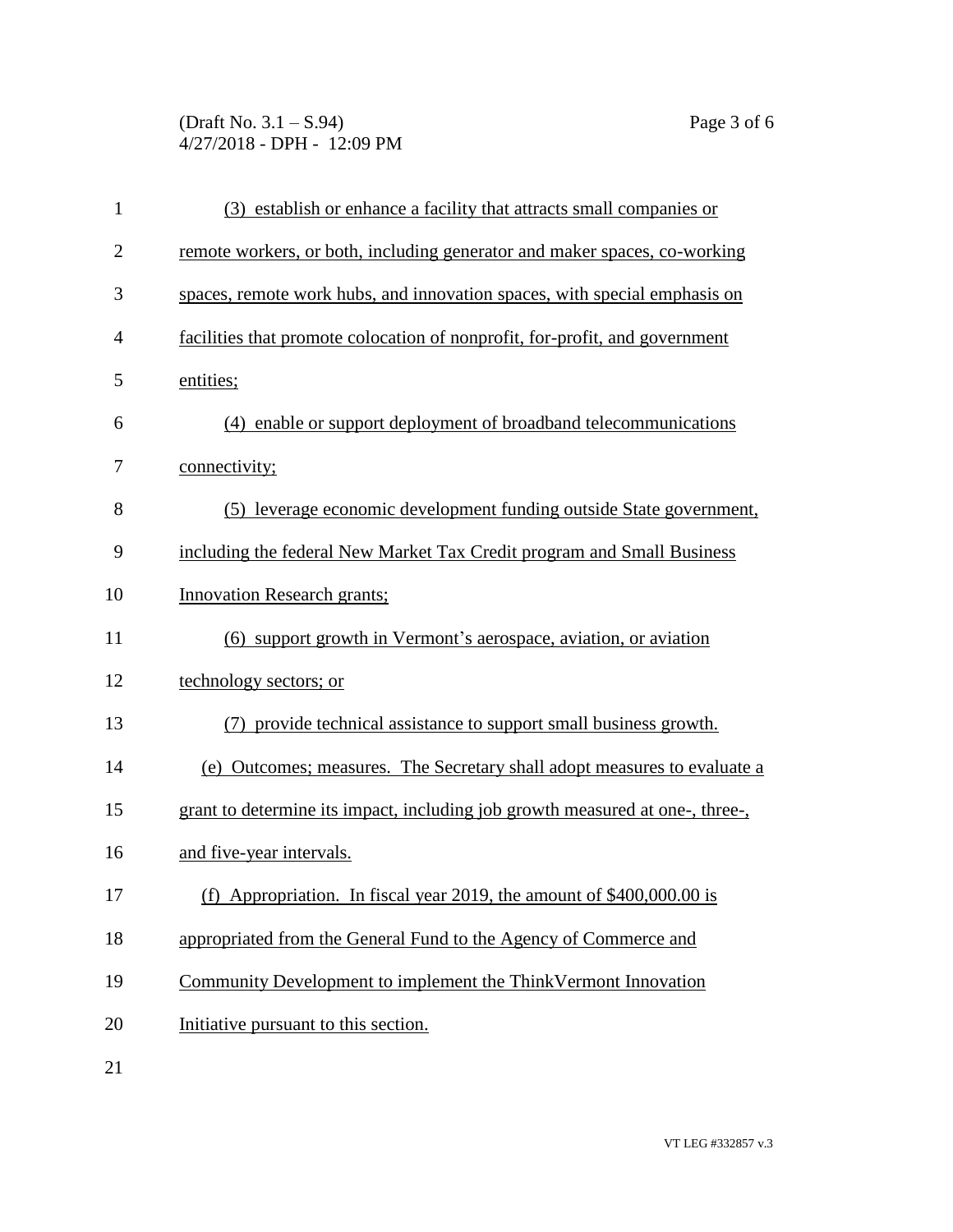(3) establish or enhance a facility that attracts small companies or remote workers, or both, including generator and maker spaces, co-working spaces, remote work hubs, and innovation spaces, with special emphasis on facilities that promote colocation of nonprofit, for-profit, and government entities;

(4) enable or support deployment of broadband telecommunications connectivity;

(5) leverage economic development funding outside State government, including the federal New Market Tax Credit program and Small Business Innovation Research grants;

(6) support growth in Vermont's aerospace, aviation, or aviation technology sectors; or

(7) provide technical assistance to support small business growth.

(e) Outcomes; measures. The Secretary shall adopt measures to evaluate a grant to determine its impact, including job growth measured at one-, three-, and five-year intervals.

(f) Appropriation. In fiscal year 2019, the amount of $400,000.00 is appropriated from the General Fund to the Agency of Commerce and Community Development to implement the ThinkVermont Innovation Initiative pursuant to this section.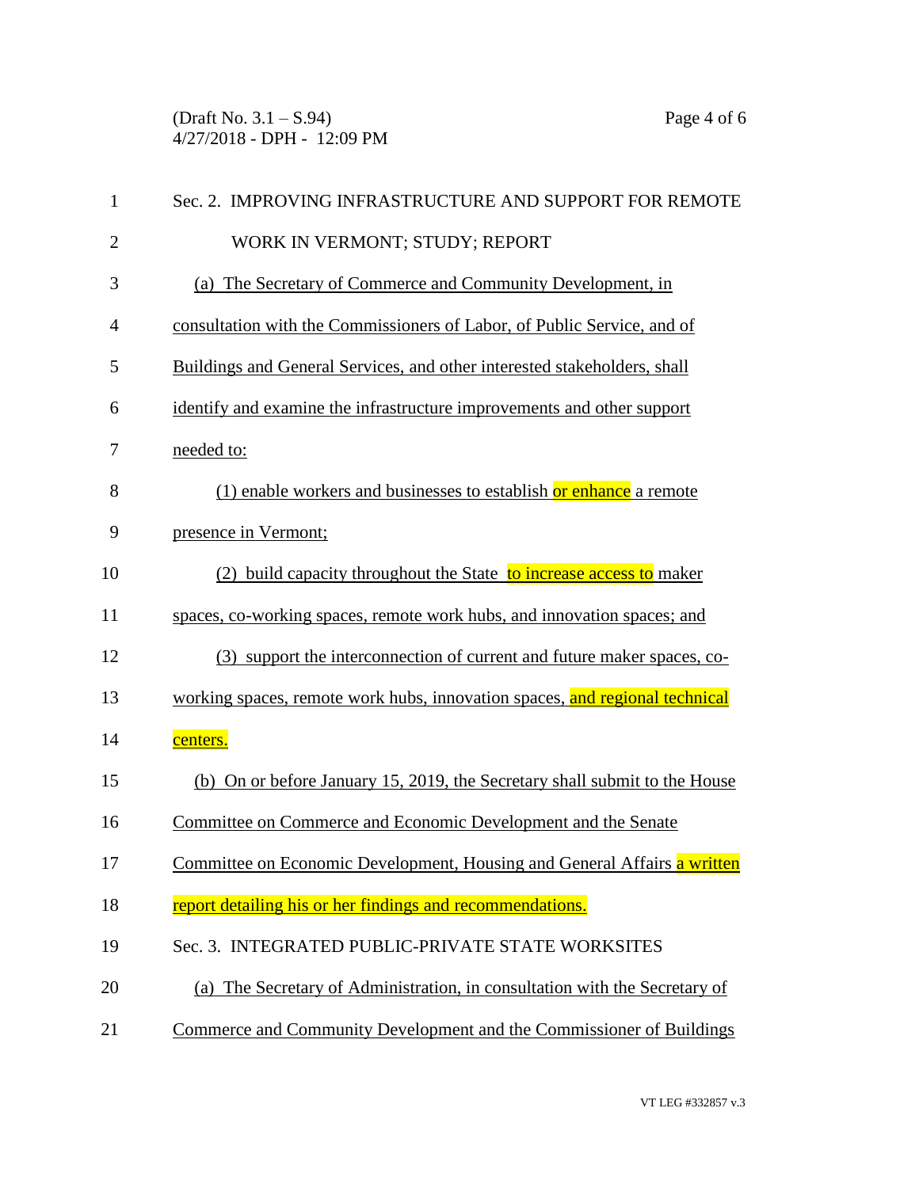Sec. 2. IMPROVING INFRASTRUCTURE AND SUPPORT FOR REMOTE WORK IN VERMONT; STUDY; REPORT

(a) The Secretary of Commerce and Community Development, in consultation with the Commissioners of Labor, of Public Service, and of Buildings and General Services, and other interested stakeholders, shall identify and examine the infrastructure improvements and other support needed to:

(1) enable workers and businesses to establish or enhance a remote presence in Vermont;

(2) build capacity throughout the State to increase access to maker spaces, co-working spaces, remote work hubs, and innovation spaces; and

(3) support the interconnection of current and future maker spaces, co-working spaces, remote work hubs, innovation spaces, and regional technical centers.

(b) On or before January 15, 2019, the Secretary shall submit to the House Committee on Commerce and Economic Development and the Senate Committee on Economic Development, Housing and General Affairs a written report detailing his or her findings and recommendations.

Sec. 3. INTEGRATED PUBLIC-PRIVATE STATE WORKSITES

(a) The Secretary of Administration, in consultation with the Secretary of Commerce and Community Development and the Commissioner of Buildings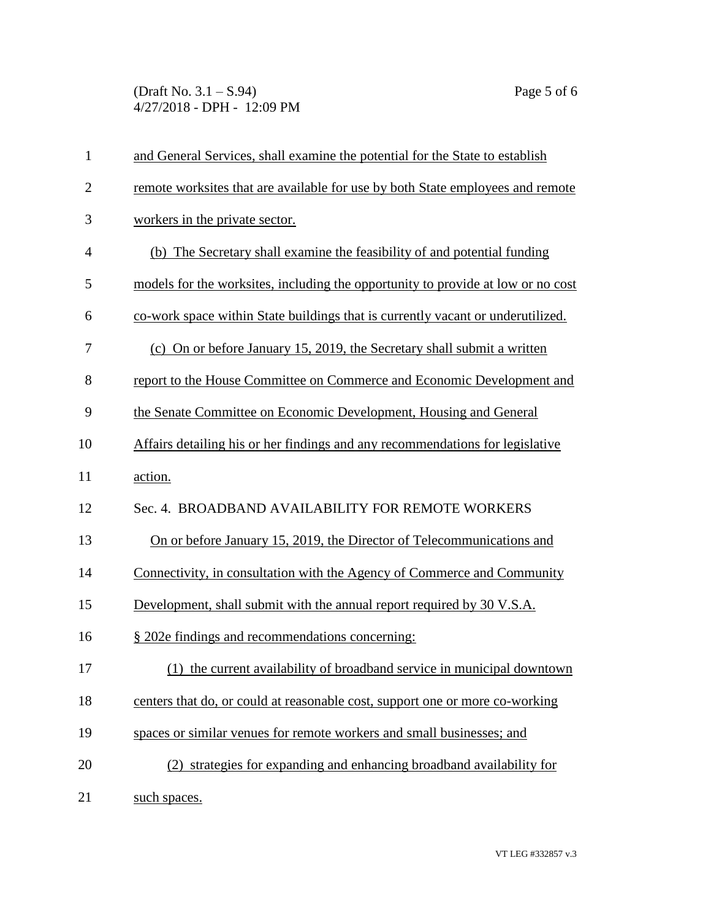and General Services, shall examine the potential for the State to establish remote worksites that are available for use by both State employees and remote workers in the private sector.

(b) The Secretary shall examine the feasibility of and potential funding models for the worksites, including the opportunity to provide at low or no cost co-work space within State buildings that is currently vacant or underutilized.

(c) On or before January 15, 2019, the Secretary shall submit a written report to the House Committee on Commerce and Economic Development and the Senate Committee on Economic Development, Housing and General Affairs detailing his or her findings and any recommendations for legislative action.

Sec. 4. BROADBAND AVAILABILITY FOR REMOTE WORKERS

On or before January 15, 2019, the Director of Telecommunications and Connectivity, in consultation with the Agency of Commerce and Community Development, shall submit with the annual report required by 30 V.S.A. § 202e findings and recommendations concerning:

(1) the current availability of broadband service in municipal downtown centers that do, or could at reasonable cost, support one or more co-working spaces or similar venues for remote workers and small businesses; and

(2) strategies for expanding and enhancing broadband availability for such spaces.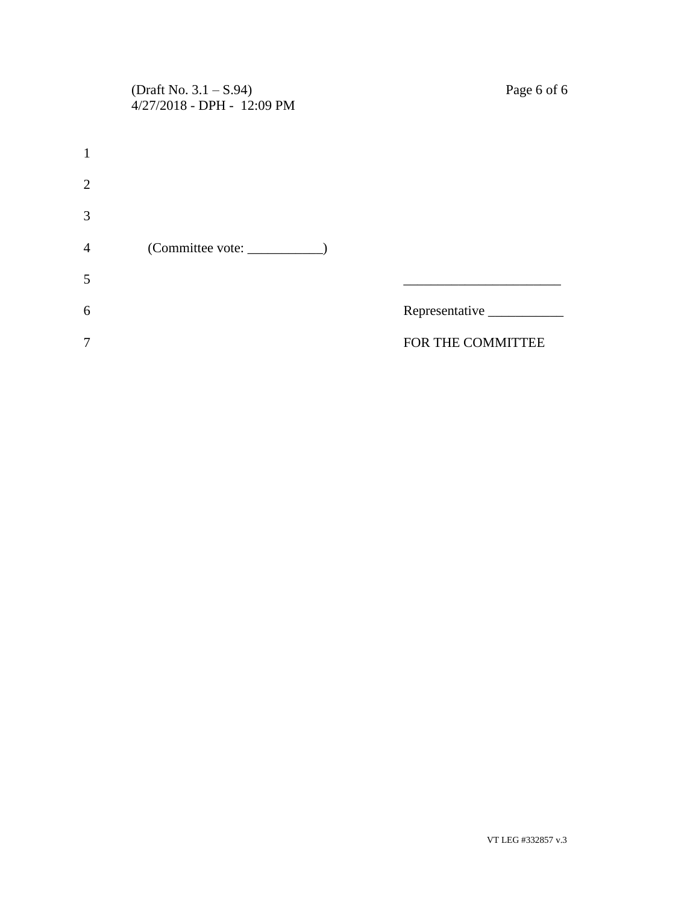(Committee vote: ___________)

_______________________

Representative ___________

FOR THE COMMITTEE